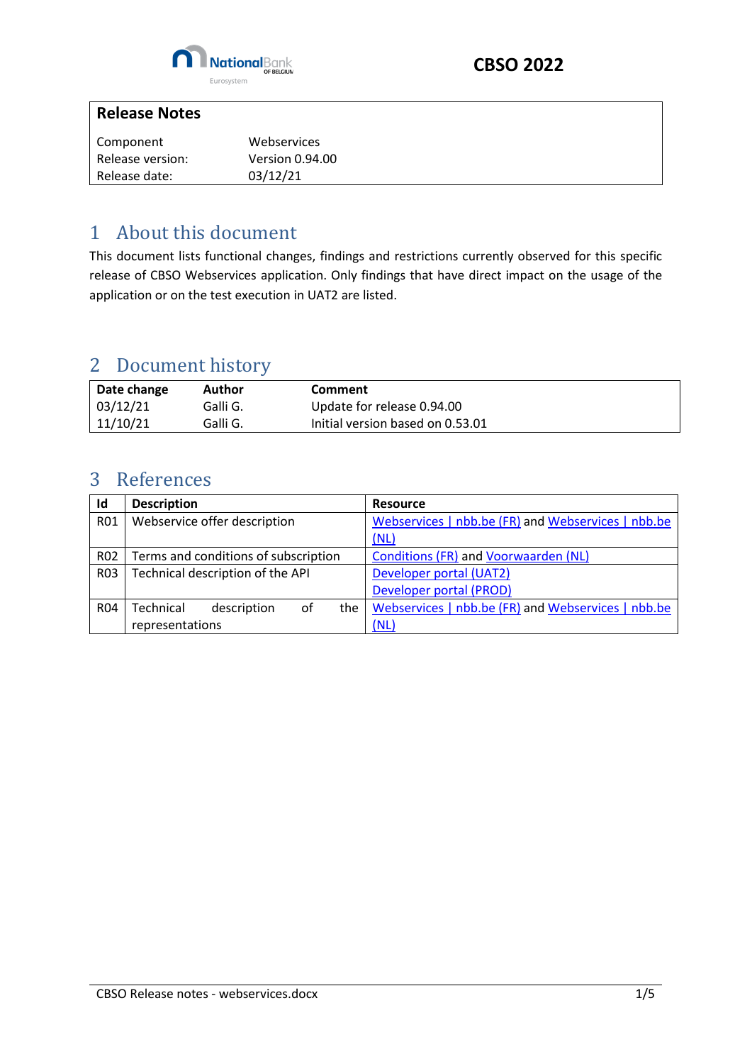CBSO 2022

| Release Notes | |
|---|---|
| Component | Webservices |
| Release version: | Version 0.94.00 |
| Release date: | 03/12/21 |

# 1 About this document

This document lists functional changes, findings and restrictions currently observed for this specific release of CBSO Webservices application. Only findings that have direct impact on the usage of the application or on the test execution in UAT2 are listed.

# 2 Document history

| Date change | Author | Comment |
|---|---|---|
| 03/12/21 | Galli G. | Update for release 0.94.00 |
| 11/10/21 | Galli G. | Initial version based on 0.53.01 |

# 3 References

| Id | Description | Resource |
|---|---|---|
| R01 | Webservice offer description | Webservices \| nbb.be (FR) and Webservices \| nbb.be (NL) |
| R02 | Terms and conditions of subscription | Conditions (FR) and Voorwaarden (NL) |
| R03 | Technical description of the API | Developer portal (UAT2)<br>Developer portal (PROD) |
| R04 | Technical description of the representations | Webservices \| nbb.be (FR) and Webservices \| nbb.be (NL) |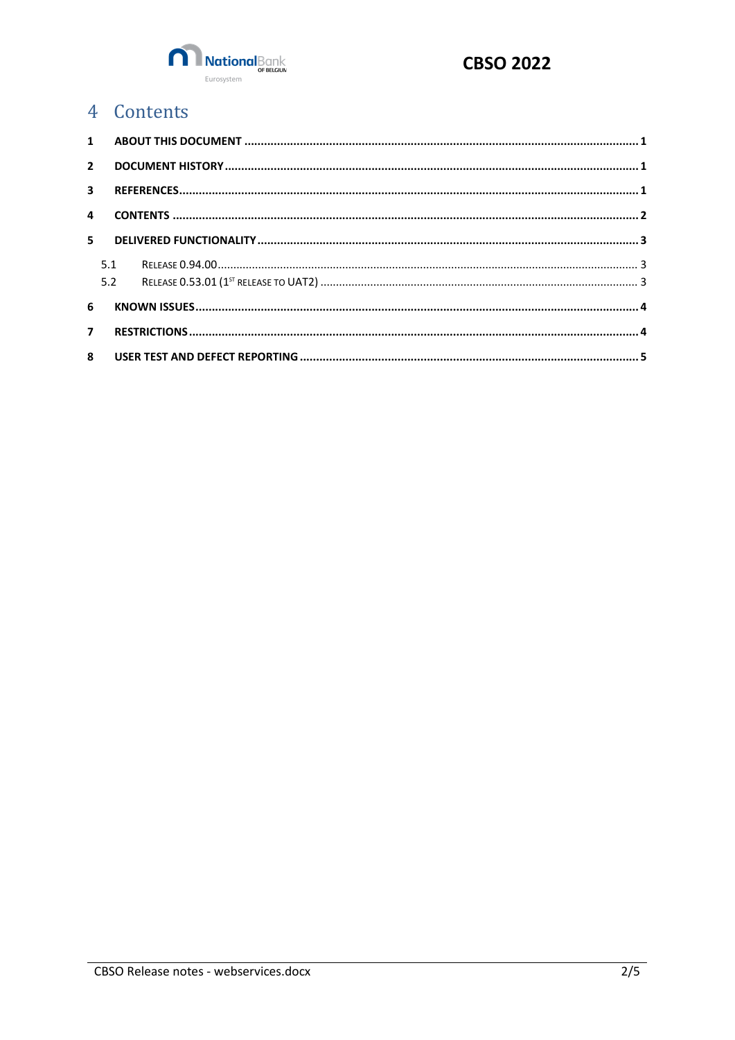# 4 Contents

| | | |
|---|---|---|
| **1** | **ABOUT THIS DOCUMENT** | **1** |
| **2** | **DOCUMENT HISTORY** | **1** |
| **3** | **REFERENCES** | **1** |
| **4** | **CONTENTS** | **2** |
| **5** | **DELIVERED FUNCTIONALITY** | **3** |
| 5.1 | RELEASE 0.94.00 | 3 |
| 5.2 | RELEASE 0.53.01 (1ST RELEASE TO UAT2) | 3 |
| **6** | **KNOWN ISSUES** | **4** |
| **7** | **RESTRICTIONS** | **4** |
| **8** | **USER TEST AND DEFECT REPORTING** | **5** |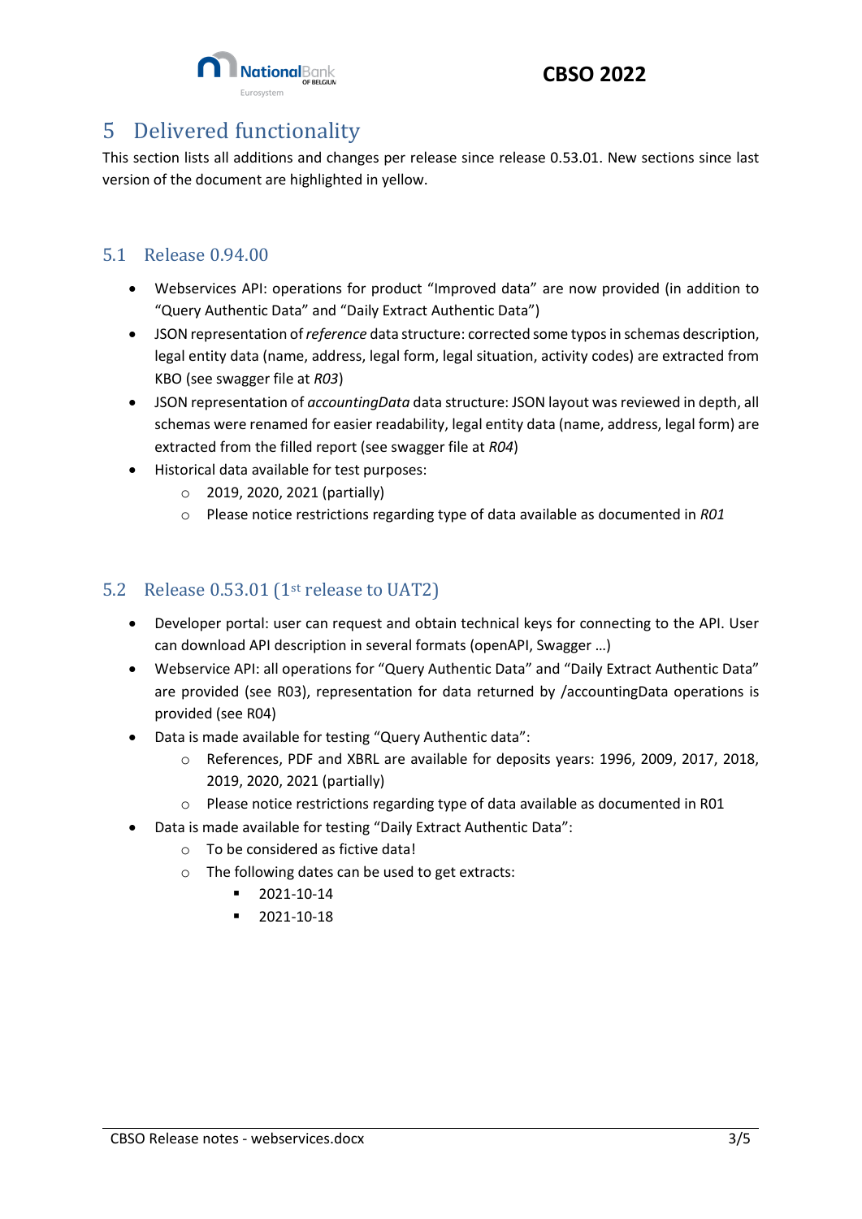# 5 Delivered functionality

This section lists all additions and changes per release since release 0.53.01. New sections since last version of the document are highlighted in yellow.

## 5.1 Release 0.94.00

- Webservices API: operations for product "Improved data" are now provided (in addition to "Query Authentic Data" and "Daily Extract Authentic Data")
- JSON representation of *reference* data structure: corrected some typos in schemas description, legal entity data (name, address, legal form, legal situation, activity codes) are extracted from KBO (see swagger file at *R03*)
- JSON representation of *accountingData* data structure: JSON layout was reviewed in depth, all schemas were renamed for easier readability, legal entity data (name, address, legal form) are extracted from the filled report (see swagger file at *R04*)
- Historical data available for test purposes:
  - 2019, 2020, 2021 (partially)
  - Please notice restrictions regarding type of data available as documented in *R01*

## 5.2 Release 0.53.01 (1st release to UAT2)

- Developer portal: user can request and obtain technical keys for connecting to the API. User can download API description in several formats (openAPI, Swagger …)
- Webservice API: all operations for "Query Authentic Data" and "Daily Extract Authentic Data" are provided (see R03), representation for data returned by /accountingData operations is provided (see R04)
- Data is made available for testing "Query Authentic data":
  - References, PDF and XBRL are available for deposits years: 1996, 2009, 2017, 2018, 2019, 2020, 2021 (partially)
  - Please notice restrictions regarding type of data available as documented in R01
- Data is made available for testing "Daily Extract Authentic Data":
  - To be considered as fictive data!
  - The following dates can be used to get extracts:
    - 2021-10-14
    - 2021-10-18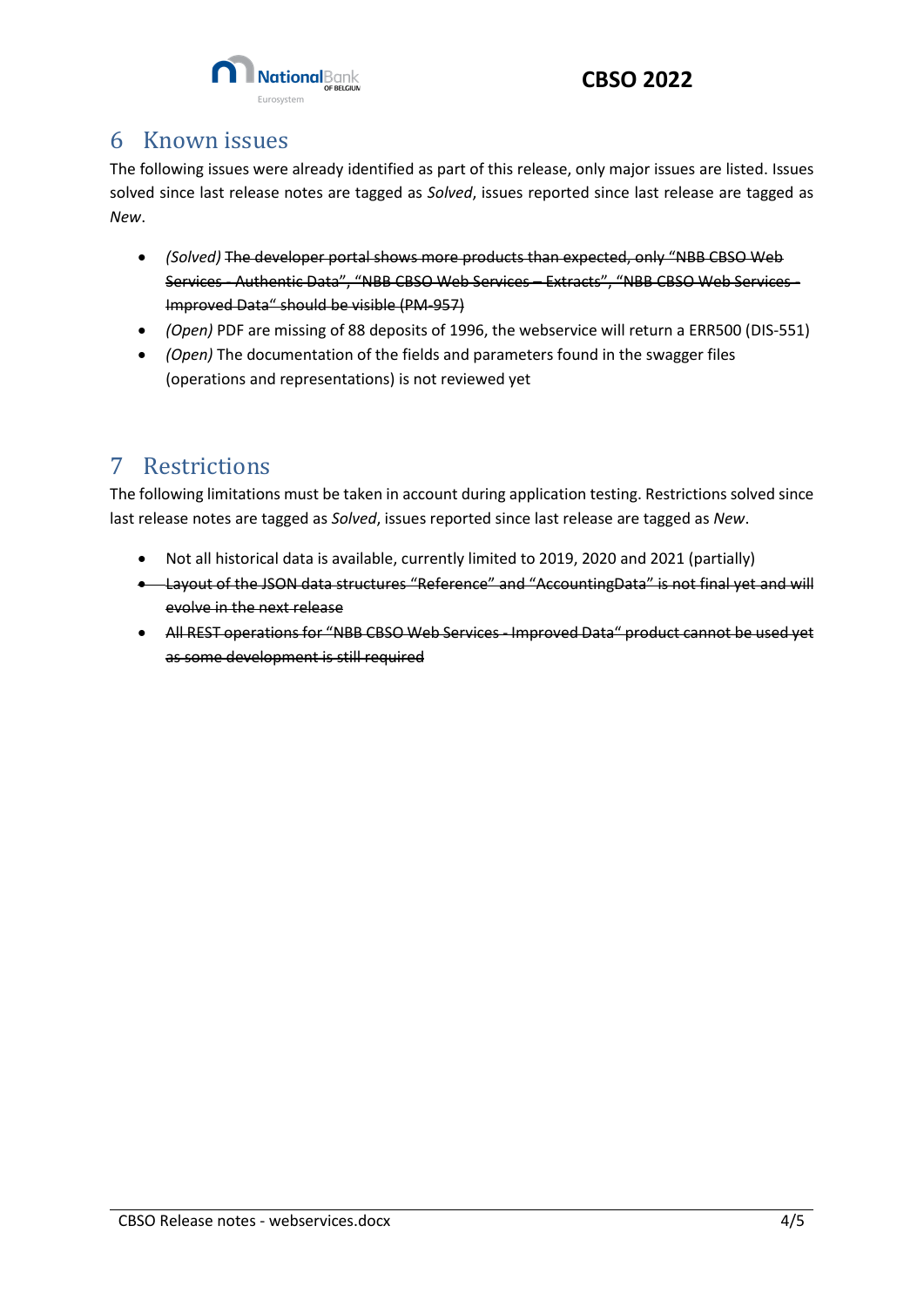# 6 Known issues

The following issues were already identified as part of this release, only major issues are listed. Issues solved since last release notes are tagged as *Solved*, issues reported since last release are tagged as *New*.

- *(Solved)* ~~The developer portal shows more products than expected, only "NBB CBSO Web Services - Authentic Data", "NBB CBSO Web Services – Extracts", "NBB CBSO Web Services - Improved Data" should be visible (PM-957)~~
- *(Open)* PDF are missing of 88 deposits of 1996, the webservice will return a ERR500 (DIS-551)
- *(Open)* The documentation of the fields and parameters found in the swagger files (operations and representations) is not reviewed yet

# 7 Restrictions

The following limitations must be taken in account during application testing. Restrictions solved since last release notes are tagged as *Solved*, issues reported since last release are tagged as *New*.

- Not all historical data is available, currently limited to 2019, 2020 and 2021 (partially)
- ~~Layout of the JSON data structures "Reference" and "AccountingData" is not final yet and will evolve in the next release~~
- ~~All REST operations for "NBB CBSO Web Services - Improved Data" product cannot be used yet as some development is still required~~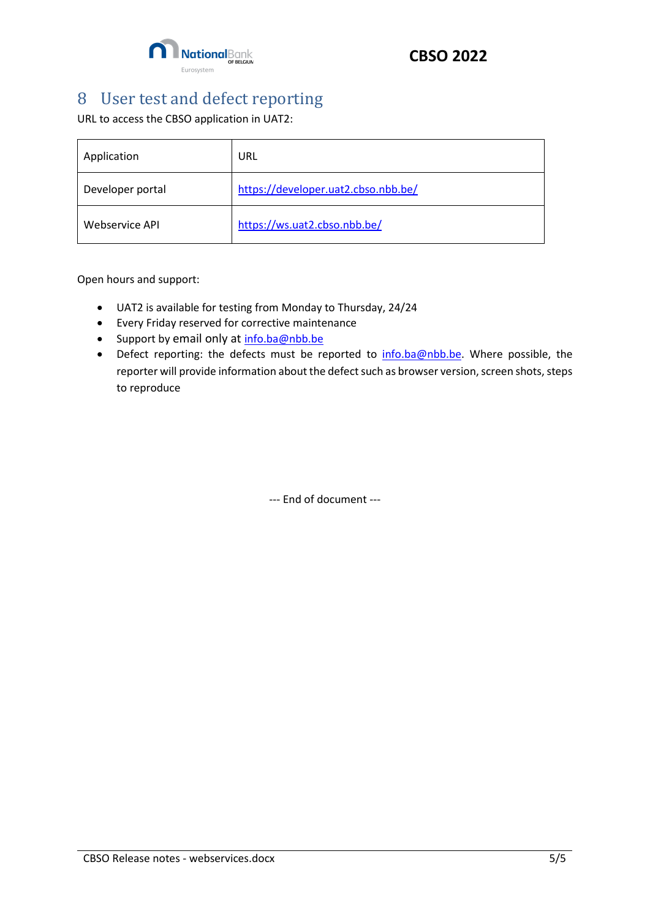# 8 User test and defect reporting

URL to access the CBSO application in UAT2:

| Application | URL |
|---|---|
| Developer portal | https://developer.uat2.cbso.nbb.be/ |
| Webservice API | https://ws.uat2.cbso.nbb.be/ |

Open hours and support:

- UAT2 is available for testing from Monday to Thursday, 24/24
- Every Friday reserved for corrective maintenance
- Support by email only at info.ba@nbb.be
- Defect reporting: the defects must be reported to info.ba@nbb.be. Where possible, the reporter will provide information about the defect such as browser version, screen shots, steps to reproduce

--- End of document ---